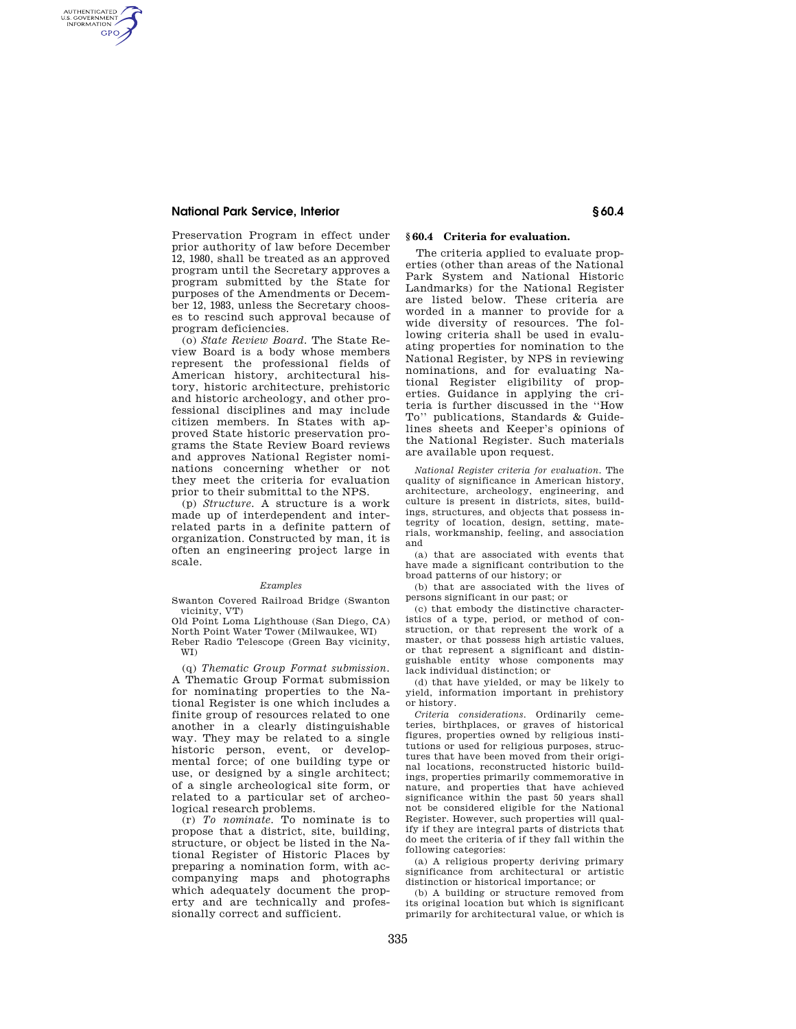Preservation Program in effect under prior authority of law before December 12, 1980, shall be treated as an approved program until the Secretary approves a program submitted by the State for purposes of the Amendments or December 12, 1983, unless the Secretary chooses to rescind such approval because of program deficiencies.

(o) *State Review Board.* The State Review Board is a body whose members represent the professional fields of American history, architectural history, historic architecture, prehistoric and historic archeology, and other professional disciplines and may include citizen members. In States with approved State historic preservation programs the State Review Board reviews and approves National Register nominations concerning whether or not they meet the criteria for evaluation prior to their submittal to the NPS.

(p) *Structure.* A structure is a work made up of interdependent and interrelated parts in a definite pattern of organization. Constructed by man, it is often an engineering project large in scale.

*Examples*

Swanton Covered Railroad Bridge (Swanton vicinity, VT)
Old Point Loma Lighthouse (San Diego, CA)
North Point Water Tower (Milwaukee, WI)
Reber Radio Telescope (Green Bay vicinity, WI)

(q) *Thematic Group Format submission.* A Thematic Group Format submission for nominating properties to the National Register is one which includes a finite group of resources related to one another in a clearly distinguishable way. They may be related to a single historic person, event, or developmental force; of one building type or use, or designed by a single architect; of a single archeological site form, or related to a particular set of archeological research problems.

(r) *To nominate.* To nominate is to propose that a district, site, building, structure, or object be listed in the National Register of Historic Places by preparing a nomination form, with accompanying maps and photographs which adequately document the property and are technically and professionally correct and sufficient.

## § 60.4 Criteria for evaluation.

The criteria applied to evaluate properties (other than areas of the National Park System and National Historic Landmarks) for the National Register are listed below. These criteria are worded in a manner to provide for a wide diversity of resources. The following criteria shall be used in evaluating properties for nomination to the National Register, by NPS in reviewing nominations, and for evaluating National Register eligibility of properties. Guidance in applying the criteria is further discussed in the "How To" publications, Standards & Guidelines sheets and Keeper's opinions of the National Register. Such materials are available upon request.

*National Register criteria for evaluation.* The quality of significance in American history, architecture, archeology, engineering, and culture is present in districts, sites, buildings, structures, and objects that possess integrity of location, design, setting, materials, workmanship, feeling, and association and

(a) that are associated with events that have made a significant contribution to the broad patterns of our history; or

(b) that are associated with the lives of persons significant in our past; or

(c) that embody the distinctive characteristics of a type, period, or method of construction, or that represent the work of a master, or that possess high artistic values, or that represent a significant and distinguishable entity whose components may lack individual distinction; or

(d) that have yielded, or may be likely to yield, information important in prehistory or history.

*Criteria considerations.* Ordinarily cemeteries, birthplaces, or graves of historical figures, properties owned by religious institutions or used for religious purposes, structures that have been moved from their original locations, reconstructed historic buildings, properties primarily commemorative in nature, and properties that have achieved significance within the past 50 years shall not be considered eligible for the National Register. However, such properties will qualify if they are integral parts of districts that do meet the criteria of if they fall within the following categories:

(a) A religious property deriving primary significance from architectural or artistic distinction or historical importance; or

(b) A building or structure removed from its original location but which is significant primarily for architectural value, or which is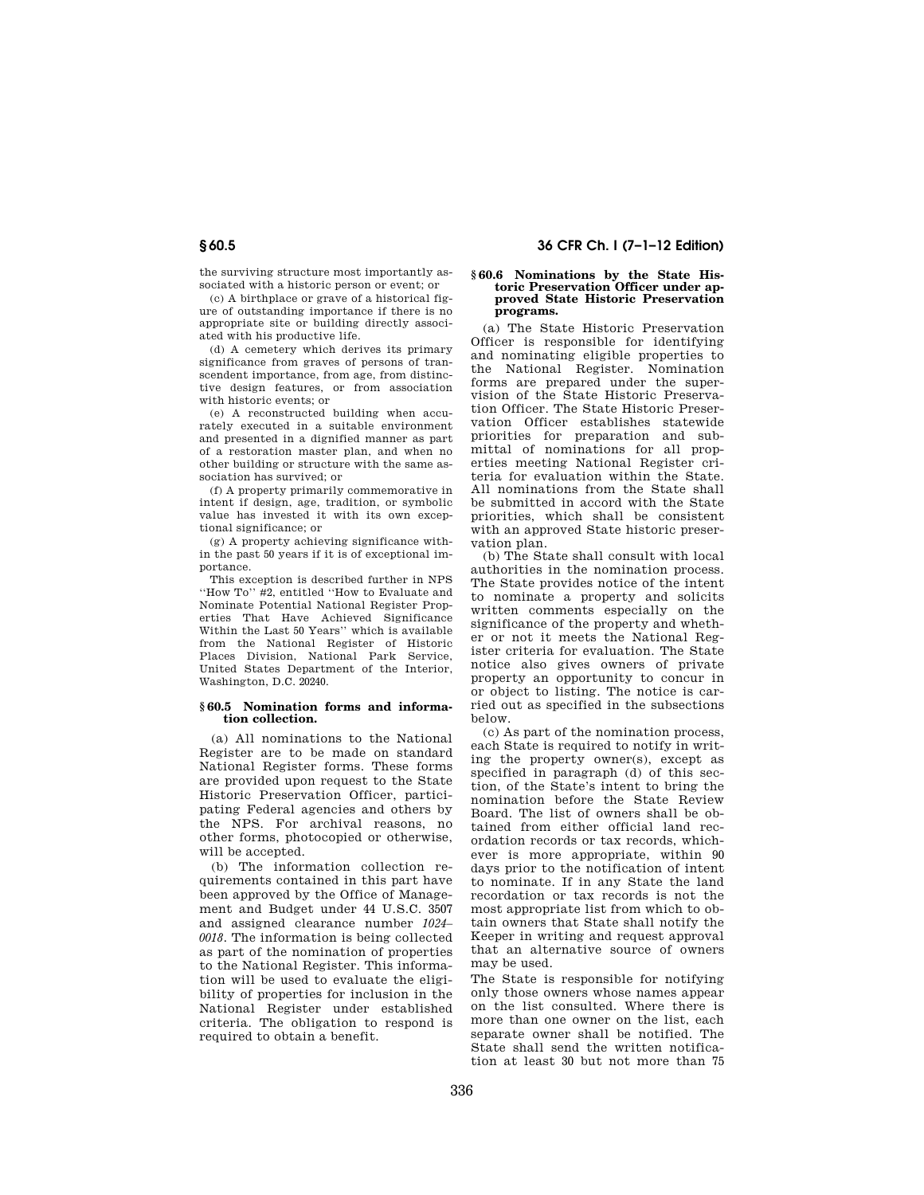the surviving structure most importantly associated with a historic person or event; or

(c) A birthplace or grave of a historical figure of outstanding importance if there is no appropriate site or building directly associated with his productive life.

(d) A cemetery which derives its primary significance from graves of persons of transcendent importance, from age, from distinctive design features, or from association with historic events; or

(e) A reconstructed building when accurately executed in a suitable environment and presented in a dignified manner as part of a restoration master plan, and when no other building or structure with the same association has survived; or

(f) A property primarily commemorative in intent if design, age, tradition, or symbolic value has invested it with its own exceptional significance; or

(g) A property achieving significance within the past 50 years if it is of exceptional importance.

This exception is described further in NPS ''How To'' #2, entitled ''How to Evaluate and Nominate Potential National Register Properties That Have Achieved Significance Within the Last 50 Years'' which is available from the National Register of Historic Places Division, National Park Service, United States Department of the Interior, Washington, D.C. 20240.

### § 60.5 Nomination forms and information collection.

(a) All nominations to the National Register are to be made on standard National Register forms. These forms are provided upon request to the State Historic Preservation Officer, participating Federal agencies and others by the NPS. For archival reasons, no other forms, photocopied or otherwise, will be accepted.

(b) The information collection requirements contained in this part have been approved by the Office of Management and Budget under 44 U.S.C. 3507 and assigned clearance number *1024–0018*. The information is being collected as part of the nomination of properties to the National Register. This information will be used to evaluate the eligibility of properties for inclusion in the National Register under established criteria. The obligation to respond is required to obtain a benefit.

### § 60.6 Nominations by the State Historic Preservation Officer under approved State Historic Preservation programs.

(a) The State Historic Preservation Officer is responsible for identifying and nominating eligible properties to the National Register. Nomination forms are prepared under the supervision of the State Historic Preservation Officer. The State Historic Preservation Officer establishes statewide priorities for preparation and submittal of nominations for all properties meeting National Register criteria for evaluation within the State. All nominations from the State shall be submitted in accord with the State priorities, which shall be consistent with an approved State historic preservation plan.

(b) The State shall consult with local authorities in the nomination process. The State provides notice of the intent to nominate a property and solicits written comments especially on the significance of the property and whether or not it meets the National Register criteria for evaluation. The State notice also gives owners of private property an opportunity to concur in or object to listing. The notice is carried out as specified in the subsections below.

(c) As part of the nomination process, each State is required to notify in writing the property owner(s), except as specified in paragraph (d) of this section, of the State's intent to bring the nomination before the State Review Board. The list of owners shall be obtained from either official land recordation records or tax records, whichever is more appropriate, within 90 days prior to the notification of intent to nominate. If in any State the land recordation or tax records is not the most appropriate list from which to obtain owners that State shall notify the Keeper in writing and request approval that an alternative source of owners may be used.

The State is responsible for notifying only those owners whose names appear on the list consulted. Where there is more than one owner on the list, each separate owner shall be notified. The State shall send the written notification at least 30 but not more than 75